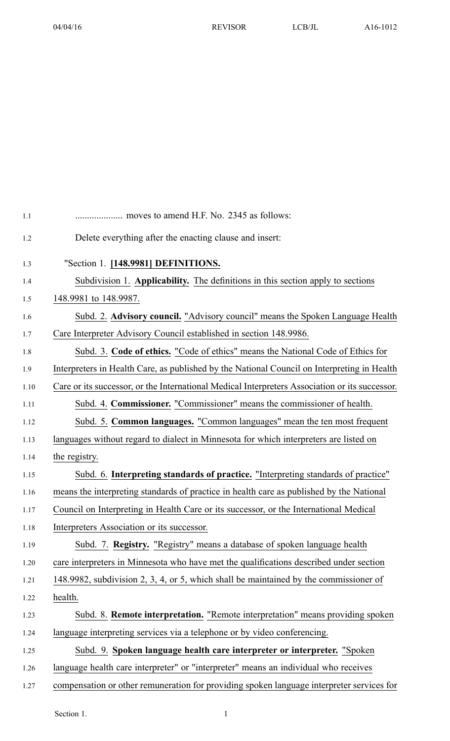.................... moves to amend H.F. No. 2345 as follows:

Delete everything after the enacting clause and insert:

"Section 1. **[148.9981] DEFINITIONS.**

Subdivision 1. **Applicability.** The definitions in this section apply to sections 148.9981 to 148.9987.

Subd. 2. **Advisory council.** "Advisory council" means the Spoken Language Health Care Interpreter Advisory Council established in section 148.9986.

Subd. 3. **Code of ethics.** "Code of ethics" means the National Code of Ethics for Interpreters in Health Care, as published by the National Council on Interpreting in Health Care or its successor, or the International Medical Interpreters Association or its successor.

Subd. 4. **Commissioner.** "Commissioner" means the commissioner of health.

Subd. 5. **Common languages.** "Common languages" mean the ten most frequent languages without regard to dialect in Minnesota for which interpreters are listed on the registry.

Subd. 6. **Interpreting standards of practice.** "Interpreting standards of practice" means the interpreting standards of practice in health care as published by the National Council on Interpreting in Health Care or its successor, or the International Medical Interpreters Association or its successor.

Subd. 7. **Registry.** "Registry" means a database of spoken language health care interpreters in Minnesota who have met the qualifications described under section 148.9982, subdivision 2, 3, 4, or 5, which shall be maintained by the commissioner of health.

Subd. 8. **Remote interpretation.** "Remote interpretation" means providing spoken language interpreting services via a telephone or by video conferencing.

Subd. 9. **Spoken language health care interpreter or interpreter.** "Spoken language health care interpreter" or "interpreter" means an individual who receives compensation or other remuneration for providing spoken language interpreter services for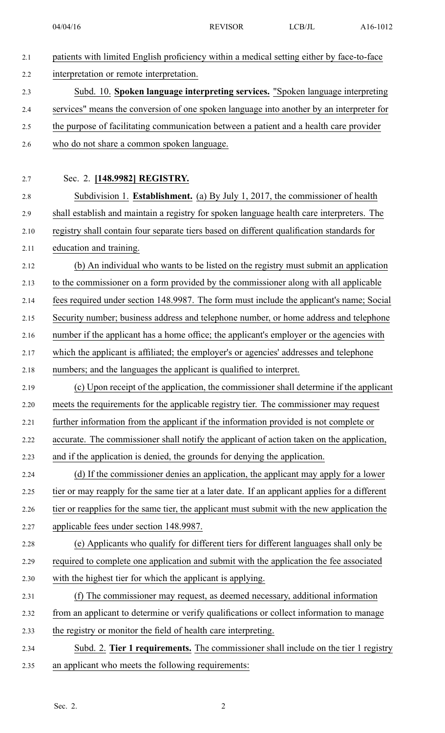patients with limited English proficiency within a medical setting either by face-to-face interpretation or remote interpretation.

Subd. 10. **Spoken language interpreting services.** "Spoken language interpreting services" means the conversion of one spoken language into another by an interpreter for the purpose of facilitating communication between a patient and a health care provider who do not share a common spoken language.

Sec. 2. **[148.9982] REGISTRY.**

Subdivision 1. **Establishment.** (a) By July 1, 2017, the commissioner of health shall establish and maintain a registry for spoken language health care interpreters. The registry shall contain four separate tiers based on different qualification standards for education and training.

(b) An individual who wants to be listed on the registry must submit an application to the commissioner on a form provided by the commissioner along with all applicable fees required under section 148.9987. The form must include the applicant's name; Social Security number; business address and telephone number, or home address and telephone number if the applicant has a home office; the applicant's employer or the agencies with which the applicant is affiliated; the employer's or agencies' addresses and telephone numbers; and the languages the applicant is qualified to interpret.

(c) Upon receipt of the application, the commissioner shall determine if the applicant meets the requirements for the applicable registry tier. The commissioner may request further information from the applicant if the information provided is not complete or accurate. The commissioner shall notify the applicant of action taken on the application, and if the application is denied, the grounds for denying the application.

(d) If the commissioner denies an application, the applicant may apply for a lower tier or may reapply for the same tier at a later date. If an applicant applies for a different tier or reapplies for the same tier, the applicant must submit with the new application the applicable fees under section 148.9987.

(e) Applicants who qualify for different tiers for different languages shall only be required to complete one application and submit with the application the fee associated with the highest tier for which the applicant is applying.

(f) The commissioner may request, as deemed necessary, additional information from an applicant to determine or verify qualifications or collect information to manage the registry or monitor the field of health care interpreting.

Subd. 2. **Tier 1 requirements.** The commissioner shall include on the tier 1 registry an applicant who meets the following requirements: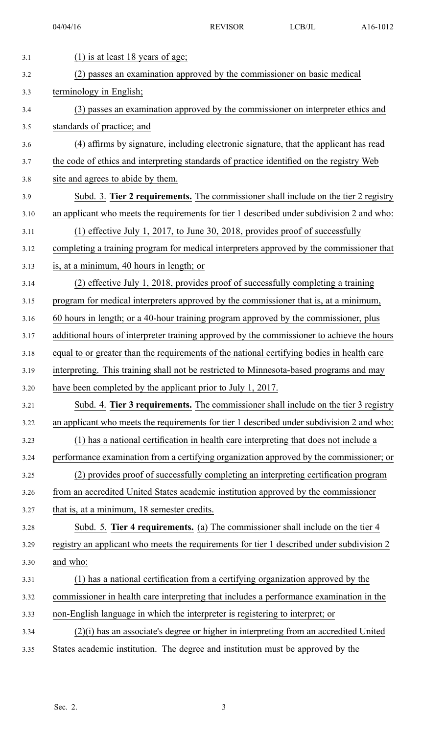(1) is at least 18 years of age;

(2) passes an examination approved by the commissioner on basic medical terminology in English;

(3) passes an examination approved by the commissioner on interpreter ethics and standards of practice; and

(4) affirms by signature, including electronic signature, that the applicant has read the code of ethics and interpreting standards of practice identified on the registry Web site and agrees to abide by them.

Subd. 3. **Tier 2 requirements.** The commissioner shall include on the tier 2 registry an applicant who meets the requirements for tier 1 described under subdivision 2 and who:

(1) effective July 1, 2017, to June 30, 2018, provides proof of successfully completing a training program for medical interpreters approved by the commissioner that is, at a minimum, 40 hours in length; or

(2) effective July 1, 2018, provides proof of successfully completing a training program for medical interpreters approved by the commissioner that is, at a minimum, 60 hours in length; or a 40-hour training program approved by the commissioner, plus additional hours of interpreter training approved by the commissioner to achieve the hours equal to or greater than the requirements of the national certifying bodies in health care interpreting. This training shall not be restricted to Minnesota-based programs and may have been completed by the applicant prior to July 1, 2017.

Subd. 4. **Tier 3 requirements.** The commissioner shall include on the tier 3 registry an applicant who meets the requirements for tier 1 described under subdivision 2 and who:

(1) has a national certification in health care interpreting that does not include a performance examination from a certifying organization approved by the commissioner; or

(2) provides proof of successfully completing an interpreting certification program from an accredited United States academic institution approved by the commissioner that is, at a minimum, 18 semester credits.

Subd. 5. **Tier 4 requirements.** (a) The commissioner shall include on the tier 4 registry an applicant who meets the requirements for tier 1 described under subdivision 2 and who:

(1) has a national certification from a certifying organization approved by the commissioner in health care interpreting that includes a performance examination in the non-English language in which the interpreter is registering to interpret; or

(2)(i) has an associate's degree or higher in interpreting from an accredited United States academic institution. The degree and institution must be approved by the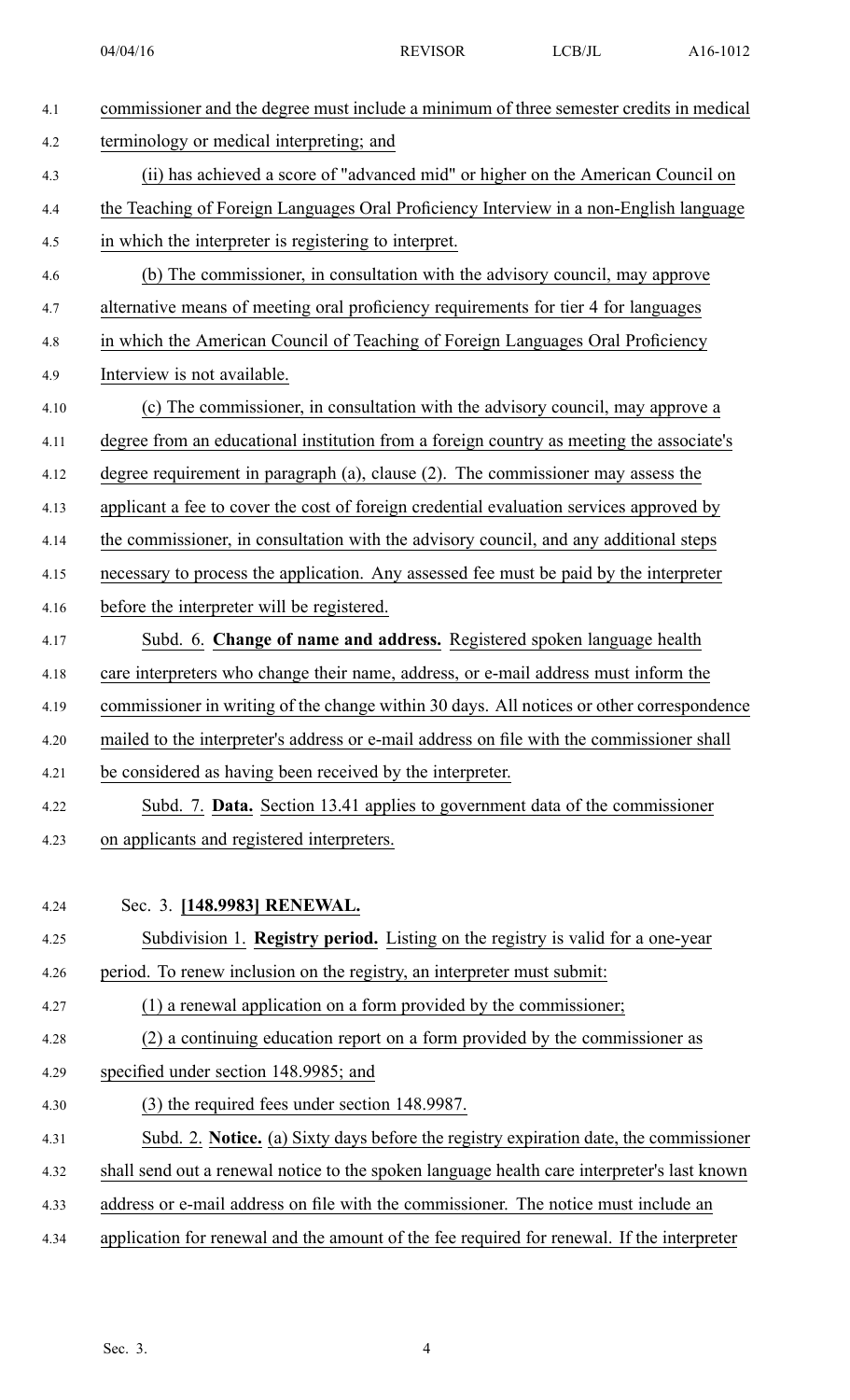commissioner and the degree must include a minimum of three semester credits in medical terminology or medical interpreting; and

(ii) has achieved a score of "advanced mid" or higher on the American Council on the Teaching of Foreign Languages Oral Proficiency Interview in a non-English language in which the interpreter is registering to interpret.

(b) The commissioner, in consultation with the advisory council, may approve alternative means of meeting oral proficiency requirements for tier 4 for languages in which the American Council of Teaching of Foreign Languages Oral Proficiency Interview is not available.

(c) The commissioner, in consultation with the advisory council, may approve a degree from an educational institution from a foreign country as meeting the associate's degree requirement in paragraph (a), clause (2). The commissioner may assess the applicant a fee to cover the cost of foreign credential evaluation services approved by the commissioner, in consultation with the advisory council, and any additional steps necessary to process the application. Any assessed fee must be paid by the interpreter before the interpreter will be registered.

Subd. 6. **Change of name and address.** Registered spoken language health care interpreters who change their name, address, or e-mail address must inform the commissioner in writing of the change within 30 days. All notices or other correspondence mailed to the interpreter's address or e-mail address on file with the commissioner shall be considered as having been received by the interpreter.

Subd. 7. **Data.** Section 13.41 applies to government data of the commissioner on applicants and registered interpreters.

Sec. 3. **[148.9983] RENEWAL.**

Subdivision 1. **Registry period.** Listing on the registry is valid for a one-year period. To renew inclusion on the registry, an interpreter must submit:

(1) a renewal application on a form provided by the commissioner;

(2) a continuing education report on a form provided by the commissioner as specified under section 148.9985; and

(3) the required fees under section 148.9987.

Subd. 2. **Notice.** (a) Sixty days before the registry expiration date, the commissioner shall send out a renewal notice to the spoken language health care interpreter's last known address or e-mail address on file with the commissioner. The notice must include an application for renewal and the amount of the fee required for renewal. If the interpreter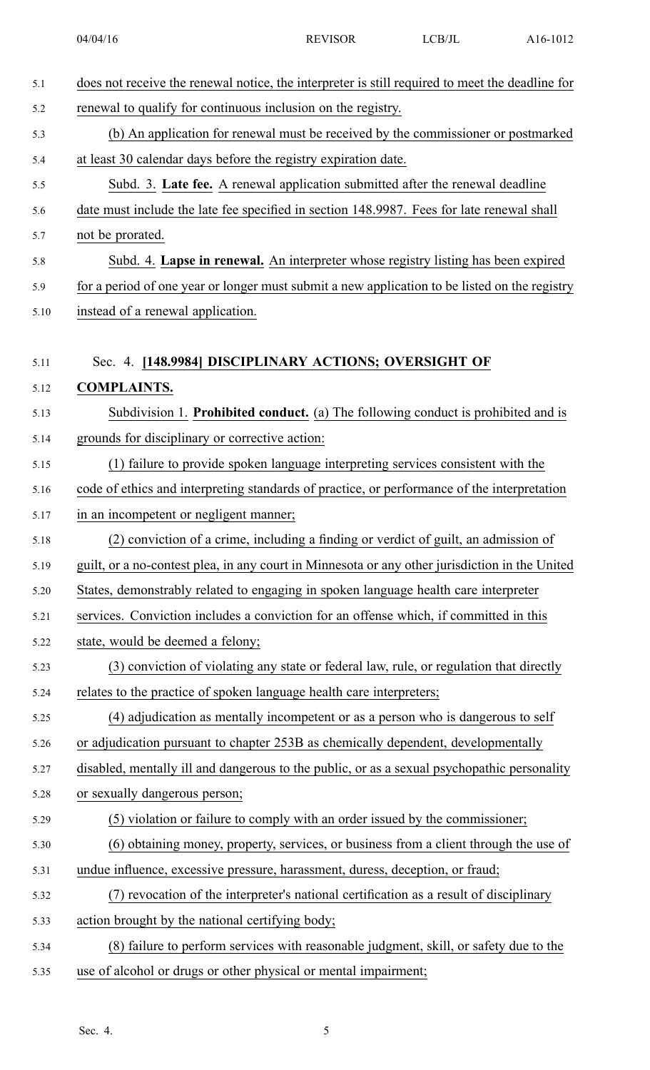does not receive the renewal notice, the interpreter is still required to meet the deadline for renewal to qualify for continuous inclusion on the registry.

(b) An application for renewal must be received by the commissioner or postmarked at least 30 calendar days before the registry expiration date.

Subd. 3. **Late fee.** A renewal application submitted after the renewal deadline date must include the late fee specified in section 148.9987. Fees for late renewal shall not be prorated.

Subd. 4. **Lapse in renewal.** An interpreter whose registry listing has been expired for a period of one year or longer must submit a new application to be listed on the registry instead of a renewal application.

Sec. 4. **[148.9984] DISCIPLINARY ACTIONS; OVERSIGHT OF COMPLAINTS.**

Subdivision 1. **Prohibited conduct.** (a) The following conduct is prohibited and is grounds for disciplinary or corrective action:

(1) failure to provide spoken language interpreting services consistent with the code of ethics and interpreting standards of practice, or performance of the interpretation in an incompetent or negligent manner;

(2) conviction of a crime, including a finding or verdict of guilt, an admission of guilt, or a no-contest plea, in any court in Minnesota or any other jurisdiction in the United States, demonstrably related to engaging in spoken language health care interpreter services. Conviction includes a conviction for an offense which, if committed in this state, would be deemed a felony;

(3) conviction of violating any state or federal law, rule, or regulation that directly relates to the practice of spoken language health care interpreters;

(4) adjudication as mentally incompetent or as a person who is dangerous to self or adjudication pursuant to chapter 253B as chemically dependent, developmentally disabled, mentally ill and dangerous to the public, or as a sexual psychopathic personality or sexually dangerous person;

(5) violation or failure to comply with an order issued by the commissioner;

(6) obtaining money, property, services, or business from a client through the use of undue influence, excessive pressure, harassment, duress, deception, or fraud;

(7) revocation of the interpreter's national certification as a result of disciplinary action brought by the national certifying body;

(8) failure to perform services with reasonable judgment, skill, or safety due to the use of alcohol or drugs or other physical or mental impairment;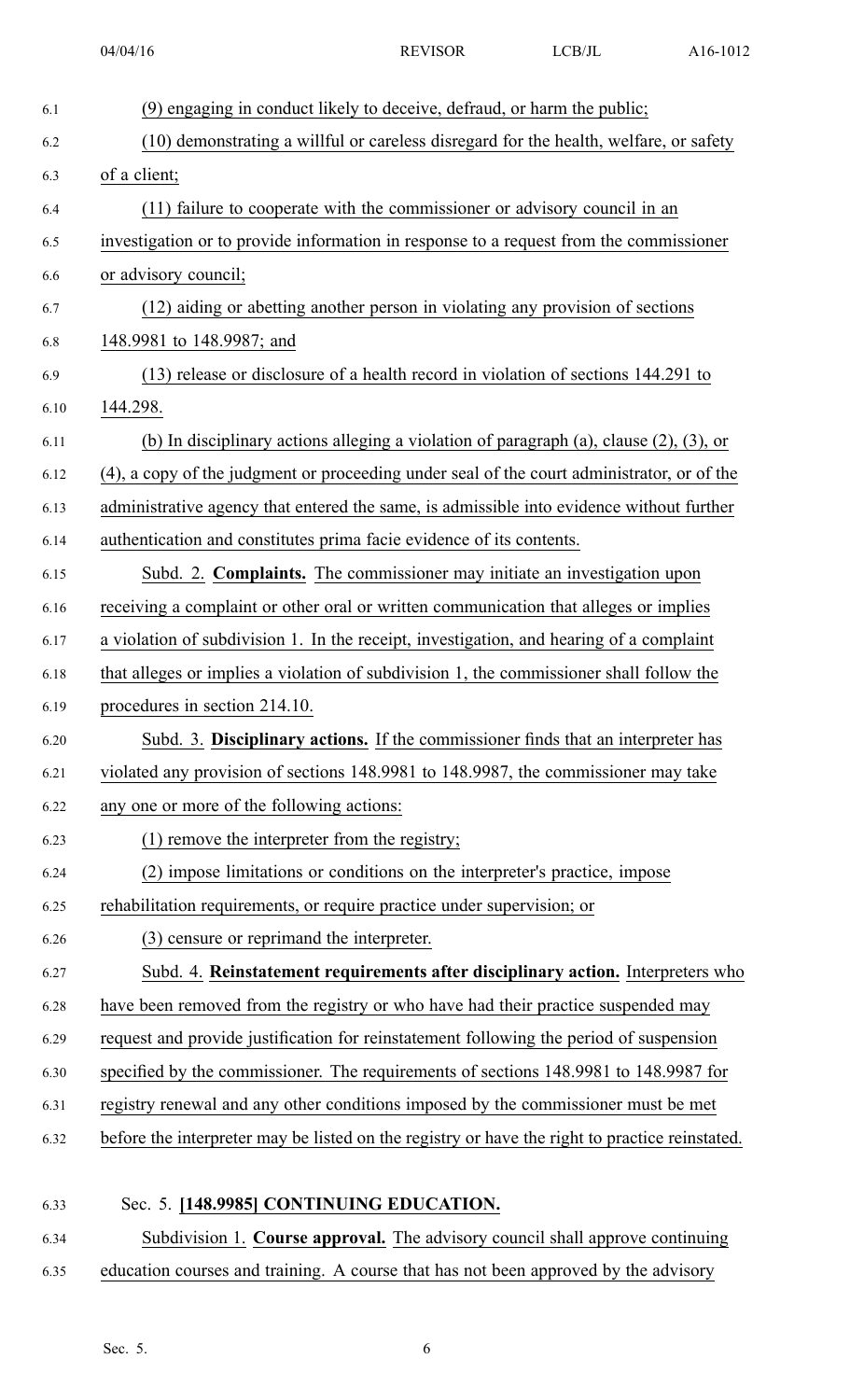(9) engaging in conduct likely to deceive, defraud, or harm the public;

(10) demonstrating a willful or careless disregard for the health, welfare, or safety of a client;

(11) failure to cooperate with the commissioner or advisory council in an investigation or to provide information in response to a request from the commissioner or advisory council;

(12) aiding or abetting another person in violating any provision of sections 148.9981 to 148.9987; and

(13) release or disclosure of a health record in violation of sections 144.291 to 144.298.

(b) In disciplinary actions alleging a violation of paragraph (a), clause (2), (3), or (4), a copy of the judgment or proceeding under seal of the court administrator, or of the administrative agency that entered the same, is admissible into evidence without further authentication and constitutes prima facie evidence of its contents.

Subd. 2. **Complaints.** The commissioner may initiate an investigation upon receiving a complaint or other oral or written communication that alleges or implies a violation of subdivision 1. In the receipt, investigation, and hearing of a complaint that alleges or implies a violation of subdivision 1, the commissioner shall follow the procedures in section 214.10.

Subd. 3. **Disciplinary actions.** If the commissioner finds that an interpreter has violated any provision of sections 148.9981 to 148.9987, the commissioner may take any one or more of the following actions:

(1) remove the interpreter from the registry;

(2) impose limitations or conditions on the interpreter's practice, impose rehabilitation requirements, or require practice under supervision; or

(3) censure or reprimand the interpreter.

Subd. 4. **Reinstatement requirements after disciplinary action.** Interpreters who have been removed from the registry or who have had their practice suspended may request and provide justification for reinstatement following the period of suspension specified by the commissioner. The requirements of sections 148.9981 to 148.9987 for registry renewal and any other conditions imposed by the commissioner must be met before the interpreter may be listed on the registry or have the right to practice reinstated.

Sec. 5. **[148.9985] CONTINUING EDUCATION.**

Subdivision 1. **Course approval.** The advisory council shall approve continuing education courses and training. A course that has not been approved by the advisory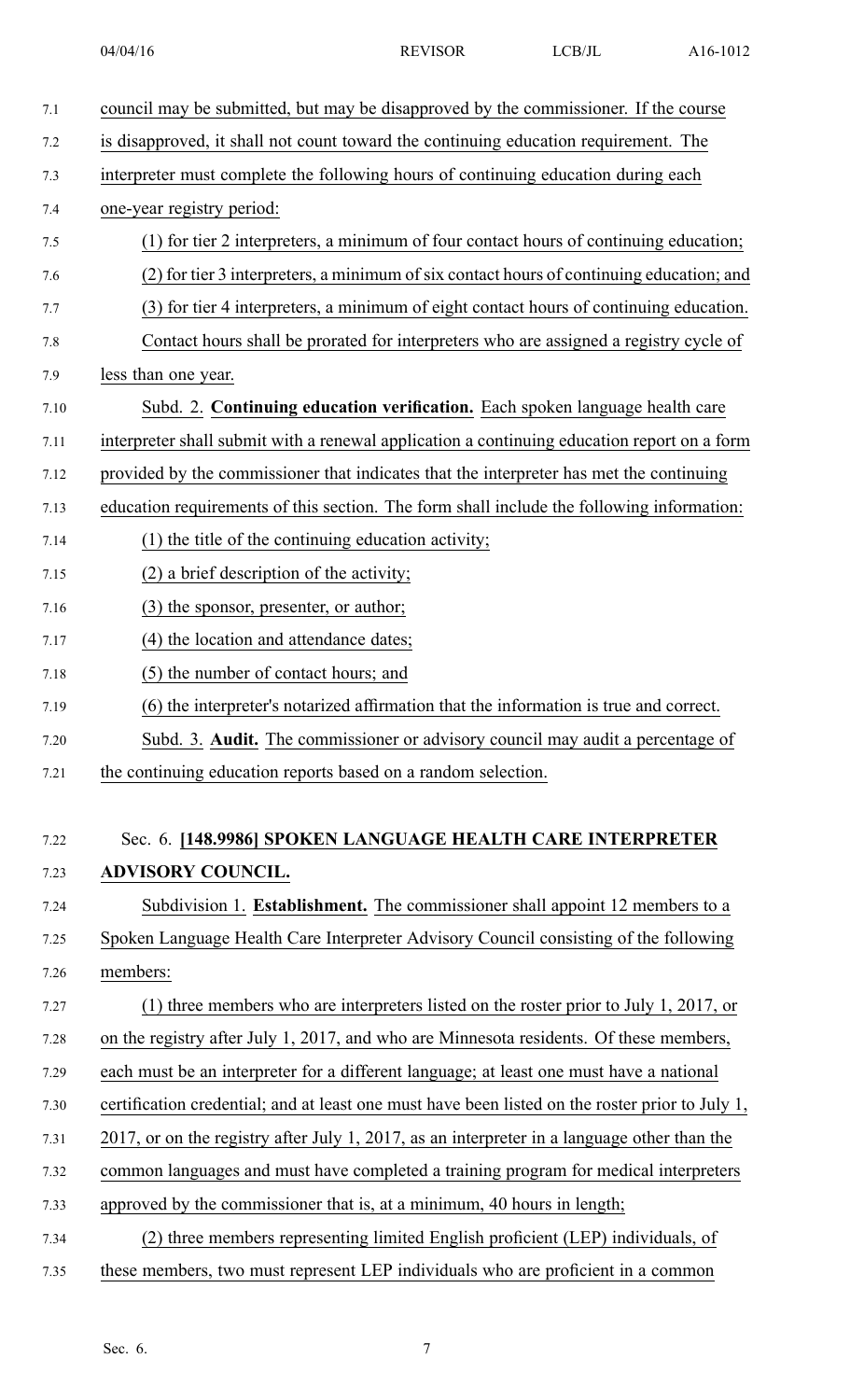council may be submitted, but may be disapproved by the commissioner. If the course is disapproved, it shall not count toward the continuing education requirement. The interpreter must complete the following hours of continuing education during each one-year registry period:

(1) for tier 2 interpreters, a minimum of four contact hours of continuing education;

(2) for tier 3 interpreters, a minimum of six contact hours of continuing education; and

(3) for tier 4 interpreters, a minimum of eight contact hours of continuing education.

Contact hours shall be prorated for interpreters who are assigned a registry cycle of less than one year.

Subd. 2. **Continuing education verification.** Each spoken language health care interpreter shall submit with a renewal application a continuing education report on a form provided by the commissioner that indicates that the interpreter has met the continuing education requirements of this section. The form shall include the following information:

(1) the title of the continuing education activity;

(2) a brief description of the activity;

(3) the sponsor, presenter, or author;

(4) the location and attendance dates;

(5) the number of contact hours; and

(6) the interpreter's notarized affirmation that the information is true and correct.

Subd. 3. **Audit.** The commissioner or advisory council may audit a percentage of the continuing education reports based on a random selection.

## Sec. 6. **[148.9986] SPOKEN LANGUAGE HEALTH CARE INTERPRETER ADVISORY COUNCIL.**

Subdivision 1. **Establishment.** The commissioner shall appoint 12 members to a Spoken Language Health Care Interpreter Advisory Council consisting of the following members:

(1) three members who are interpreters listed on the roster prior to July 1, 2017, or on the registry after July 1, 2017, and who are Minnesota residents. Of these members, each must be an interpreter for a different language; at least one must have a national certification credential; and at least one must have been listed on the roster prior to July 1, 2017, or on the registry after July 1, 2017, as an interpreter in a language other than the common languages and must have completed a training program for medical interpreters approved by the commissioner that is, at a minimum, 40 hours in length;

(2) three members representing limited English proficient (LEP) individuals, of these members, two must represent LEP individuals who are proficient in a common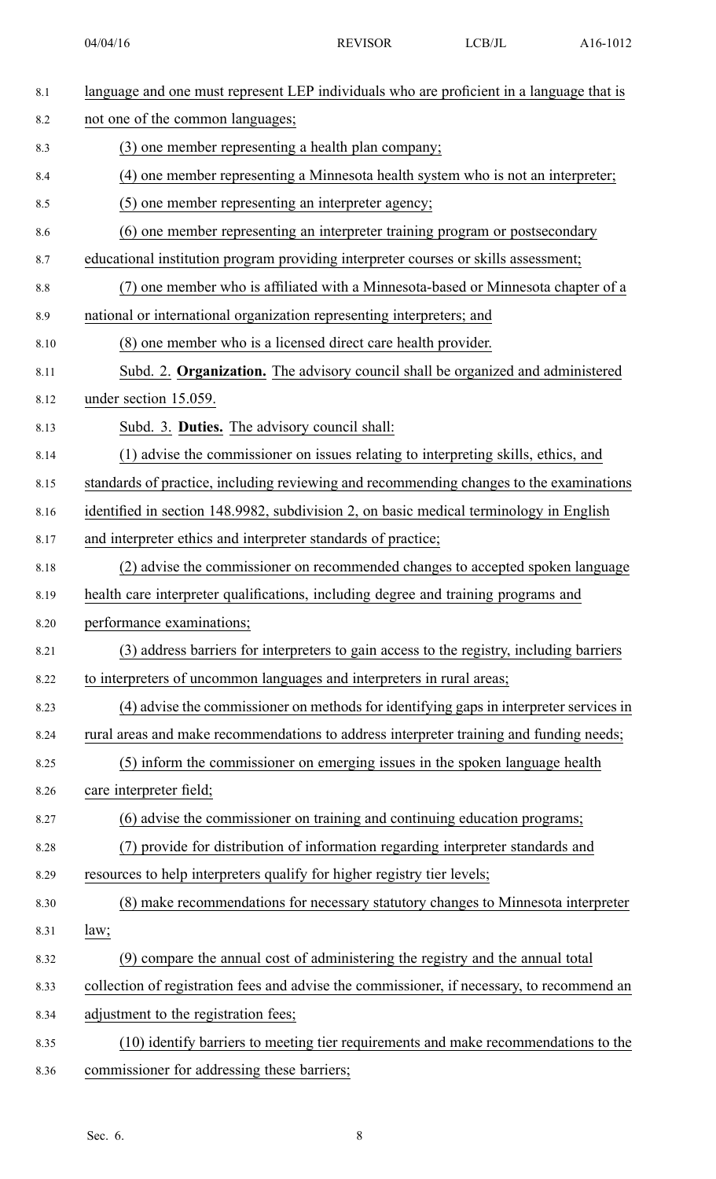language and one must represent LEP individuals who are proficient in a language that is not one of the common languages;

(3) one member representing a health plan company;

(4) one member representing a Minnesota health system who is not an interpreter;

(5) one member representing an interpreter agency;

(6) one member representing an interpreter training program or postsecondary educational institution program providing interpreter courses or skills assessment;

(7) one member who is affiliated with a Minnesota-based or Minnesota chapter of a national or international organization representing interpreters; and

(8) one member who is a licensed direct care health provider.

Subd. 2. **Organization.** The advisory council shall be organized and administered under section 15.059.

Subd. 3. **Duties.** The advisory council shall:

(1) advise the commissioner on issues relating to interpreting skills, ethics, and standards of practice, including reviewing and recommending changes to the examinations identified in section 148.9982, subdivision 2, on basic medical terminology in English and interpreter ethics and interpreter standards of practice;

(2) advise the commissioner on recommended changes to accepted spoken language health care interpreter qualifications, including degree and training programs and performance examinations;

(3) address barriers for interpreters to gain access to the registry, including barriers to interpreters of uncommon languages and interpreters in rural areas;

(4) advise the commissioner on methods for identifying gaps in interpreter services in rural areas and make recommendations to address interpreter training and funding needs;

(5) inform the commissioner on emerging issues in the spoken language health care interpreter field;

(6) advise the commissioner on training and continuing education programs;

(7) provide for distribution of information regarding interpreter standards and resources to help interpreters qualify for higher registry tier levels;

(8) make recommendations for necessary statutory changes to Minnesota interpreter law;

(9) compare the annual cost of administering the registry and the annual total collection of registration fees and advise the commissioner, if necessary, to recommend an adjustment to the registration fees;

(10) identify barriers to meeting tier requirements and make recommendations to the commissioner for addressing these barriers;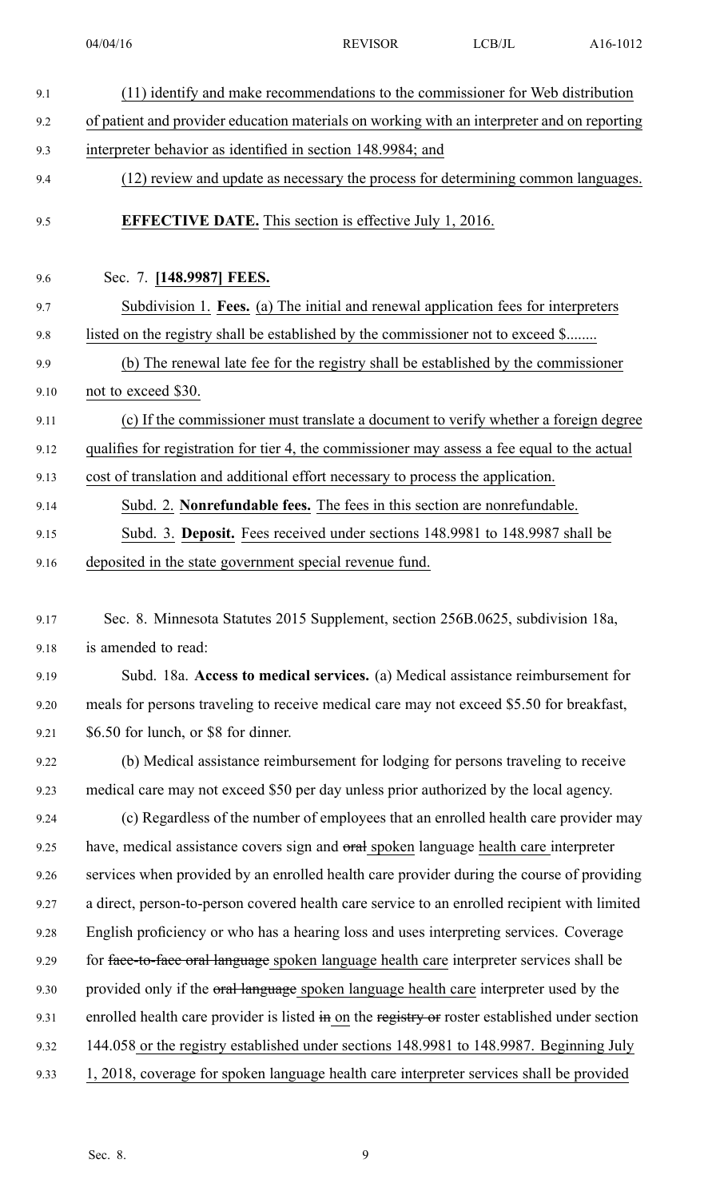(11) identify and make recommendations to the commissioner for Web distribution of patient and provider education materials on working with an interpreter and on reporting interpreter behavior as identified in section 148.9984; and

(12) review and update as necessary the process for determining common languages.

**EFFECTIVE DATE.** This section is effective July 1, 2016.

Sec. 7. **[148.9987] FEES.**

Subdivision 1. **Fees.** (a) The initial and renewal application fees for interpreters listed on the registry shall be established by the commissioner not to exceed $........

(b) The renewal late fee for the registry shall be established by the commissioner not to exceed $30.

(c) If the commissioner must translate a document to verify whether a foreign degree qualifies for registration for tier 4, the commissioner may assess a fee equal to the actual cost of translation and additional effort necessary to process the application.

Subd. 2. **Nonrefundable fees.** The fees in this section are nonrefundable.

Subd. 3. **Deposit.** Fees received under sections 148.9981 to 148.9987 shall be deposited in the state government special revenue fund.

Sec. 8. Minnesota Statutes 2015 Supplement, section 256B.0625, subdivision 18a, is amended to read:

Subd. 18a. **Access to medical services.** (a) Medical assistance reimbursement for meals for persons traveling to receive medical care may not exceed $5.50 for breakfast, $6.50 for lunch, or $8 for dinner.

(b) Medical assistance reimbursement for lodging for persons traveling to receive medical care may not exceed $50 per day unless prior authorized by the local agency.

(c) Regardless of the number of employees that an enrolled health care provider may have, medical assistance covers sign and ~~oral~~ spoken language health care interpreter services when provided by an enrolled health care provider during the course of providing a direct, person-to-person covered health care service to an enrolled recipient with limited English proficiency or who has a hearing loss and uses interpreting services. Coverage for ~~face-to-face oral language~~ spoken language health care interpreter services shall be provided only if the ~~oral language~~ spoken language health care interpreter used by the enrolled health care provider is listed ~~in~~ on the ~~registry or~~ roster established under section 144.058 or the registry established under sections 148.9981 to 148.9987. Beginning July 1, 2018, coverage for spoken language health care interpreter services shall be provided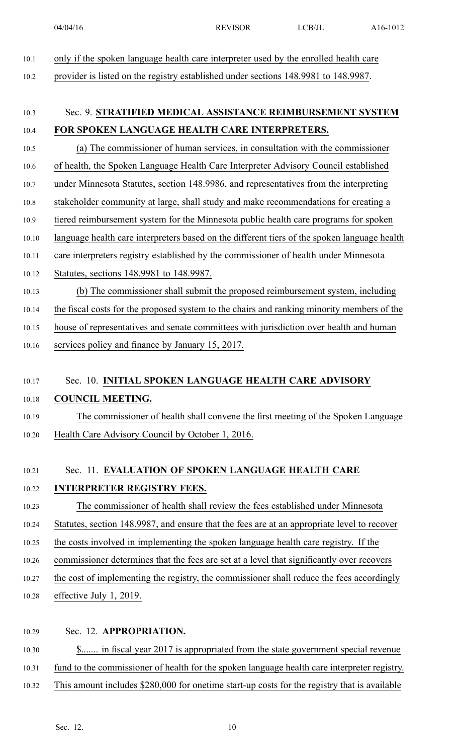only if the spoken language health care interpreter used by the enrolled health care provider is listed on the registry established under sections 148.9981 to 148.9987.

Sec. 9. **STRATIFIED MEDICAL ASSISTANCE REIMBURSEMENT SYSTEM FOR SPOKEN LANGUAGE HEALTH CARE INTERPRETERS.**

(a) The commissioner of human services, in consultation with the commissioner of health, the Spoken Language Health Care Interpreter Advisory Council established under Minnesota Statutes, section 148.9986, and representatives from the interpreting stakeholder community at large, shall study and make recommendations for creating a tiered reimbursement system for the Minnesota public health care programs for spoken language health care interpreters based on the different tiers of the spoken language health care interpreters registry established by the commissioner of health under Minnesota Statutes, sections 148.9981 to 148.9987.

(b) The commissioner shall submit the proposed reimbursement system, including the fiscal costs for the proposed system to the chairs and ranking minority members of the house of representatives and senate committees with jurisdiction over health and human services policy and finance by January 15, 2017.

Sec. 10. **INITIAL SPOKEN LANGUAGE HEALTH CARE ADVISORY COUNCIL MEETING.**

The commissioner of health shall convene the first meeting of the Spoken Language Health Care Advisory Council by October 1, 2016.

Sec. 11. **EVALUATION OF SPOKEN LANGUAGE HEALTH CARE INTERPRETER REGISTRY FEES.**

The commissioner of health shall review the fees established under Minnesota Statutes, section 148.9987, and ensure that the fees are at an appropriate level to recover the costs involved in implementing the spoken language health care registry. If the commissioner determines that the fees are set at a level that significantly over recovers the cost of implementing the registry, the commissioner shall reduce the fees accordingly effective July 1, 2019.

Sec. 12. **APPROPRIATION.**

$....... in fiscal year 2017 is appropriated from the state government special revenue fund to the commissioner of health for the spoken language health care interpreter registry. This amount includes $280,000 for onetime start-up costs for the registry that is available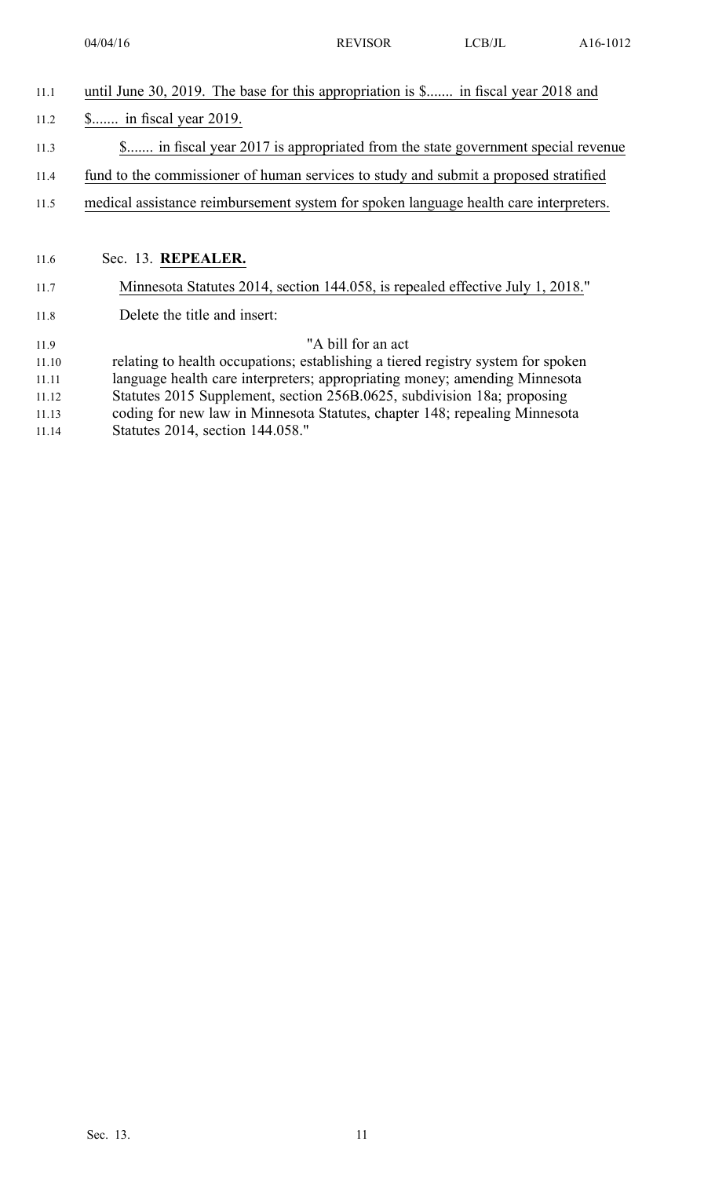until June 30, 2019. The base for this appropriation is $....... in fiscal year 2018 and $....... in fiscal year 2019.

$....... in fiscal year 2017 is appropriated from the state government special revenue fund to the commissioner of human services to study and submit a proposed stratified medical assistance reimbursement system for spoken language health care interpreters.

Sec. 13. **REPEALER.**

Minnesota Statutes 2014, section 144.058, is repealed effective July 1, 2018."

Delete the title and insert:

"A bill for an act
relating to health occupations; establishing a tiered registry system for spoken language health care interpreters; appropriating money; amending Minnesota Statutes 2015 Supplement, section 256B.0625, subdivision 18a; proposing coding for new law in Minnesota Statutes, chapter 148; repealing Minnesota Statutes 2014, section 144.058."